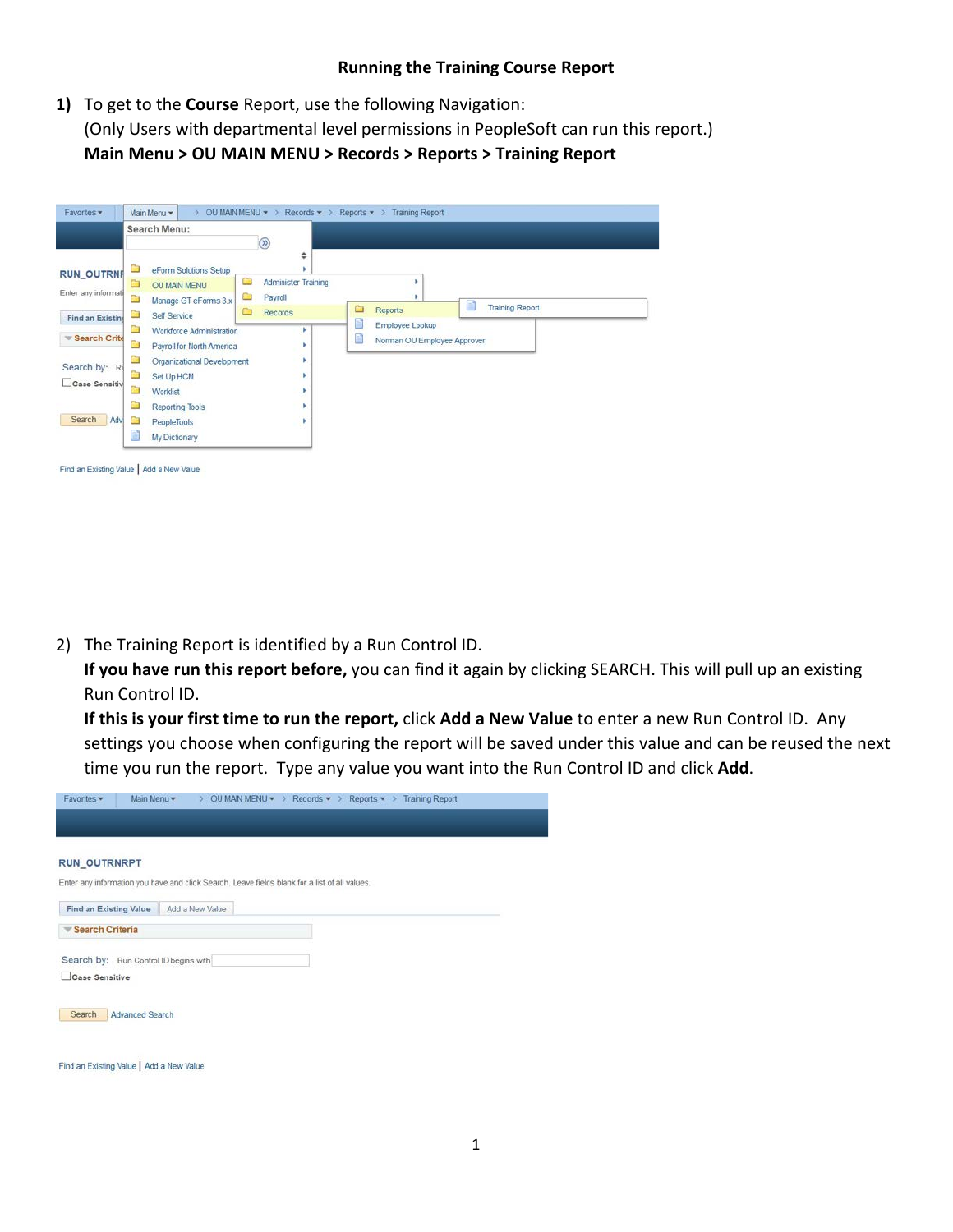# Running the Training Course Report

1) To get to the **Course** Report, use the following Navigation:
   (Only Users with departmental level permissions in PeopleSoft can run this report.)
   **Main Menu > OU MAIN MENU > Records > Reports > Training Report**

2) The Training Report is identified by a Run Control ID.
   **If you have run this report before,** you can find it again by clicking SEARCH. This will pull up an existing Run Control ID.
   **If this is your first time to run the report,** click **Add a New Value** to enter a new Run Control ID. Any settings you choose when configuring the report will be saved under this value and can be reused the next time you run the report. Type any value you want into the Run Control ID and click **Add**.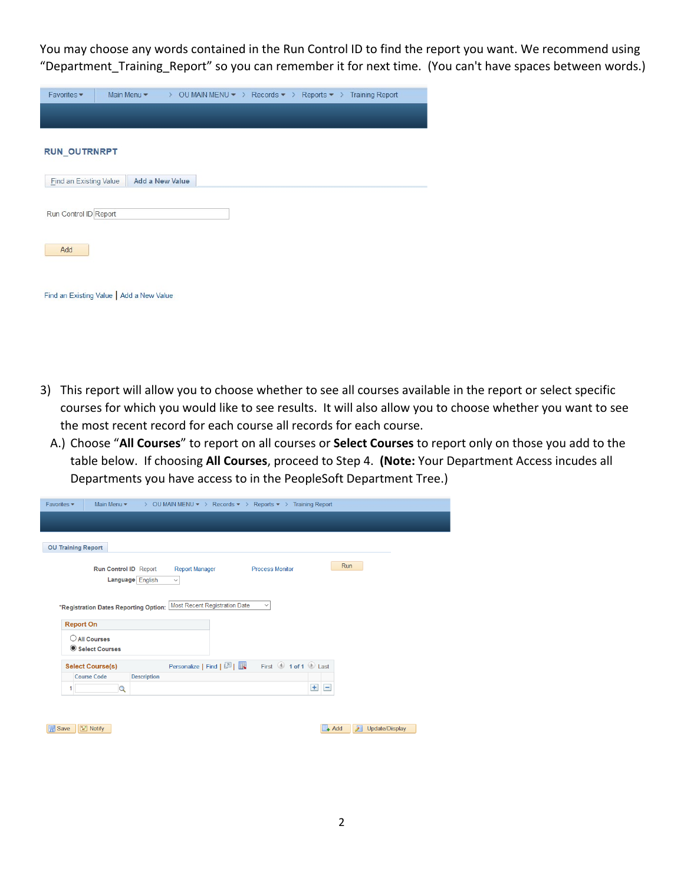You may choose any words contained in the Run Control ID to find the report you want. We recommend using "Department_Training_Report" so you can remember it for next time.  (You can't have spaces between words.)

Favorites ▾ | Main Menu ▾ > OU MAIN MENU ▾ > Records ▾ > Reports ▾ > Training Report

RUN_OUTRNRPT

Find an Existing Value | Add a New Value

Run Control ID Report

Add

Find an Existing Value | Add a New Value

3) This report will allow you to choose whether to see all courses available in the report or select specific courses for which you would like to see results.  It will also allow you to choose whether you want to see the most recent record for each course all records for each course.

   A.) Choose "**All Courses**" to report on all courses or **Select Courses** to report only on those you add to the table below.  If choosing **All Courses**, proceed to Step 4.  **(Note:** Your Department Access incudes all Departments you have access to in the PeopleSoft Department Tree.)

Favorites ▾ | Main Menu ▾ > OU MAIN MENU ▾ > Records ▾ > Reports ▾ > Training Report

OU Training Report

Run Control ID Report | Report Manager | Process Monitor | Run

Language English

*Registration Dates Reporting Option: Most Recent Registration Date

Report On
- All Courses
- Select Courses

Select Course(s) | Personalize | Find | First 1 of 1 Last

| | Course Code | Description |
|---|---|---|
| 1 | | |

Save | Notify | Add | Update/Display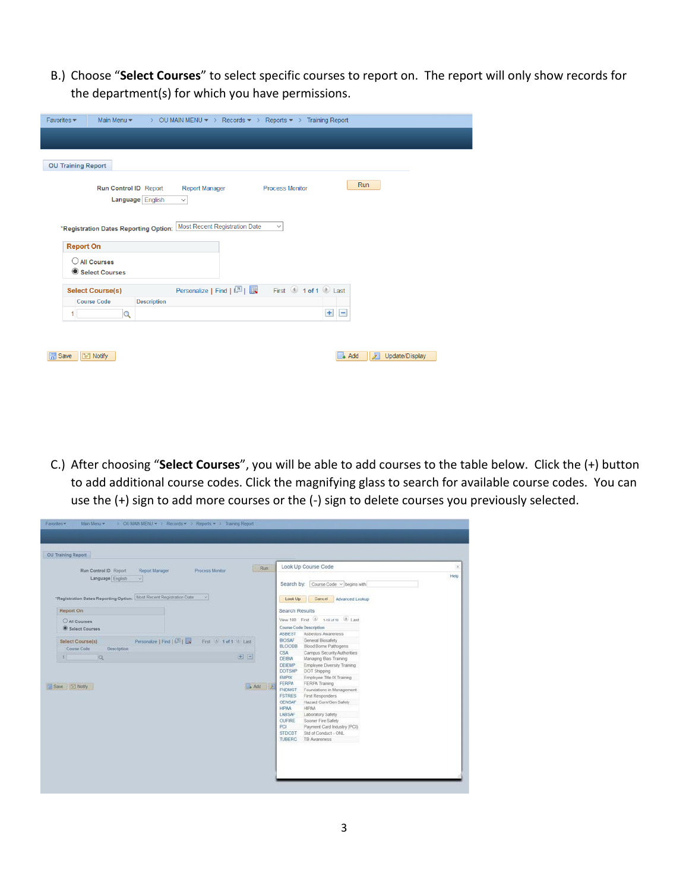B.) Choose "**Select Courses**" to select specific courses to report on. The report will only show records for the department(s) for which you have permissions.

C.) After choosing "**Select Courses**", you will be able to add courses to the table below. Click the (+) button to add additional course codes. Click the magnifying glass to search for available course codes. You can use the (+) sign to add more courses or the (-) sign to delete courses you previously selected.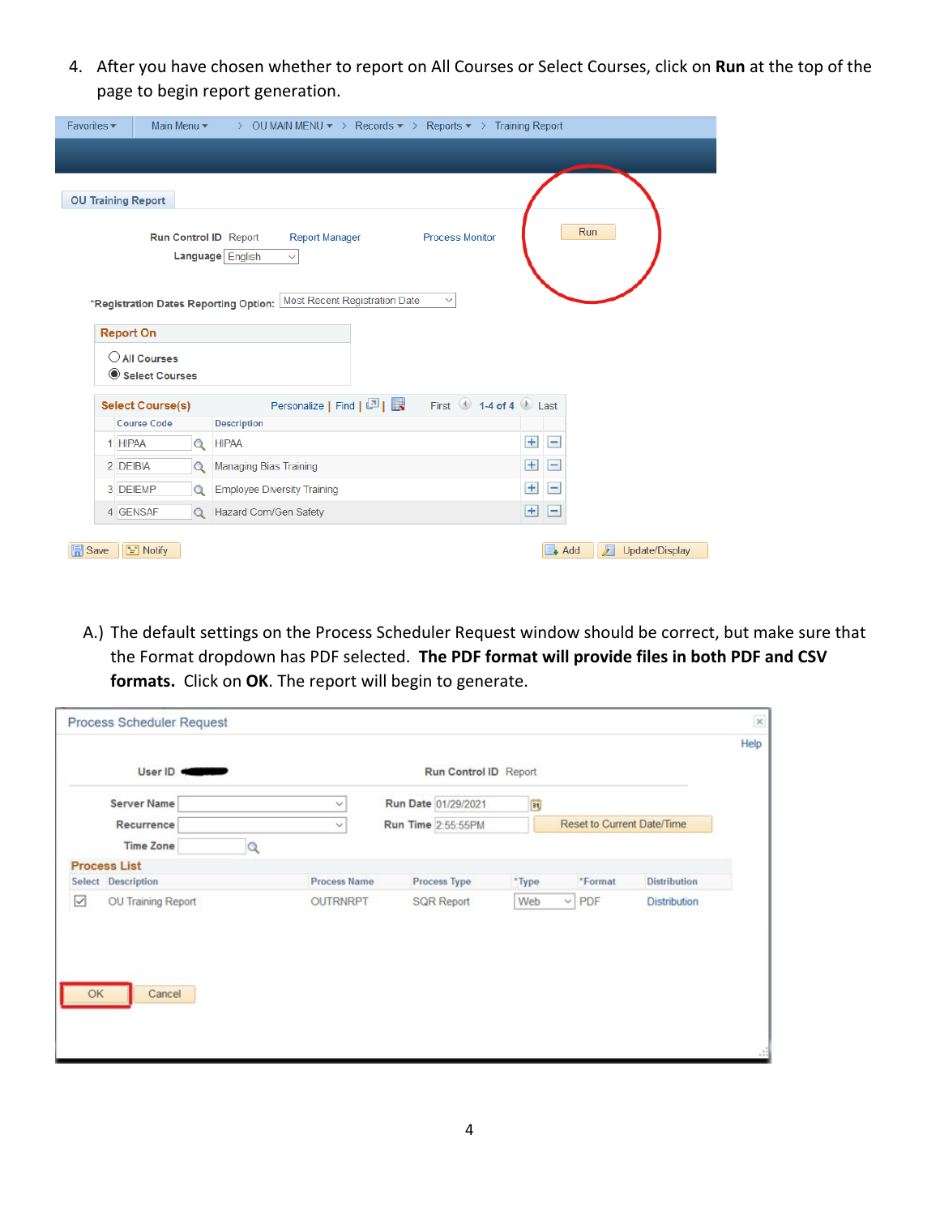4. After you have chosen whether to report on All Courses or Select Courses, click on **Run** at the top of the page to begin report generation.

A.) The default settings on the Process Scheduler Request window should be correct, but make sure that the Format dropdown has PDF selected. **The PDF format will provide files in both PDF and CSV formats.** Click on **OK**. The report will begin to generate.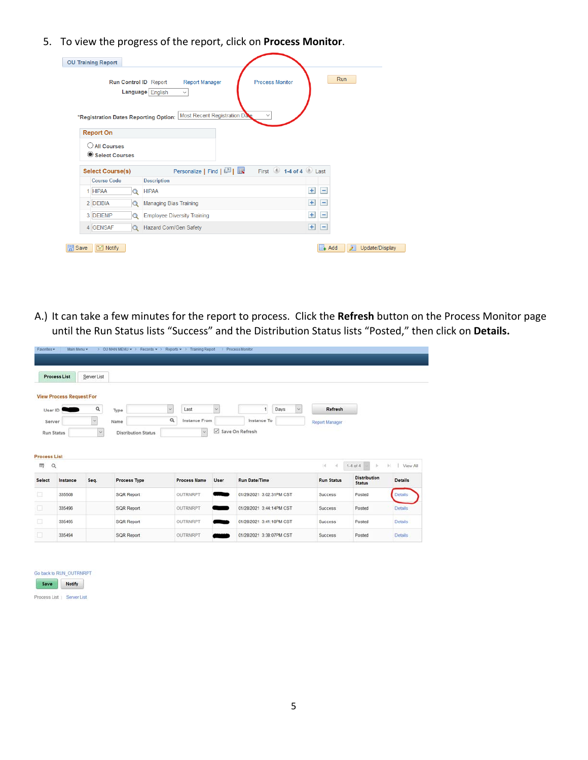5. To view the progress of the report, click on **Process Monitor**.

OU Training Report

Run Control ID Report    Report Manager    Process Monitor    Run

Language English

*Registration Dates Reporting Option: Most Recent Registration Date

**Report On**

- All Courses
- Select Courses

**Select Course(s)**    Personalize | Find |    First 1-4 of 4 Last

|  | Course Code | Description |
|---|---|---|
| 1 | HIPAA | HIPAA |
| 2 | DEIBIA | Managing Bias Training |
| 3 | DEIEMP | Employee Diversity Training |
| 4 | GENSAF | Hazard Com/Gen Safety |

Save    Notify    Add    Update/Display

A.) It can take a few minutes for the report to process. Click the **Refresh** button on the Process Monitor page until the Run Status lists “Success” and the Distribution Status lists “Posted,” then click on **Details.**

Favorites ▾ | Main Menu ▾ > OU MAIN MENU ▾ > Records ▾ > Reports ▾ > Training Report > Process Monitor

Process List | Server List

**View Process Request For**

User ID    Type    Last    1 Days    Refresh

Server    Name    Instance From    Instance To    Report Manager

Run Status    Distribution Status    ☑ Save On Refresh

**Process List**    1-4 of 4    View All

| Select | Instance | Seq. | Process Type | Process Name | User | Run Date/Time | Run Status | Distribution Status | Details |
|---|---|---|---|---|---|---|---|---|---|
|  | 335508 |  | SQR Report | OUTRNRPT |  | 01/29/2021 3:02:31PM CST | Success | Posted | Details |
|  | 335496 |  | SQR Report | OUTRNRPT |  | 01/28/2021 3:44:14PM CST | Success | Posted | Details |
|  | 335495 |  | SQR Report | OUTRNRPT |  | 01/28/2021 3:41:10PM CST | Success | Posted | Details |
|  | 335494 |  | SQR Report | OUTRNRPT |  | 01/28/2021 3:38:07PM CST | Success | Posted | Details |

Go back to RUN_OUTRNRPT

Save    Notify

Process List | Server List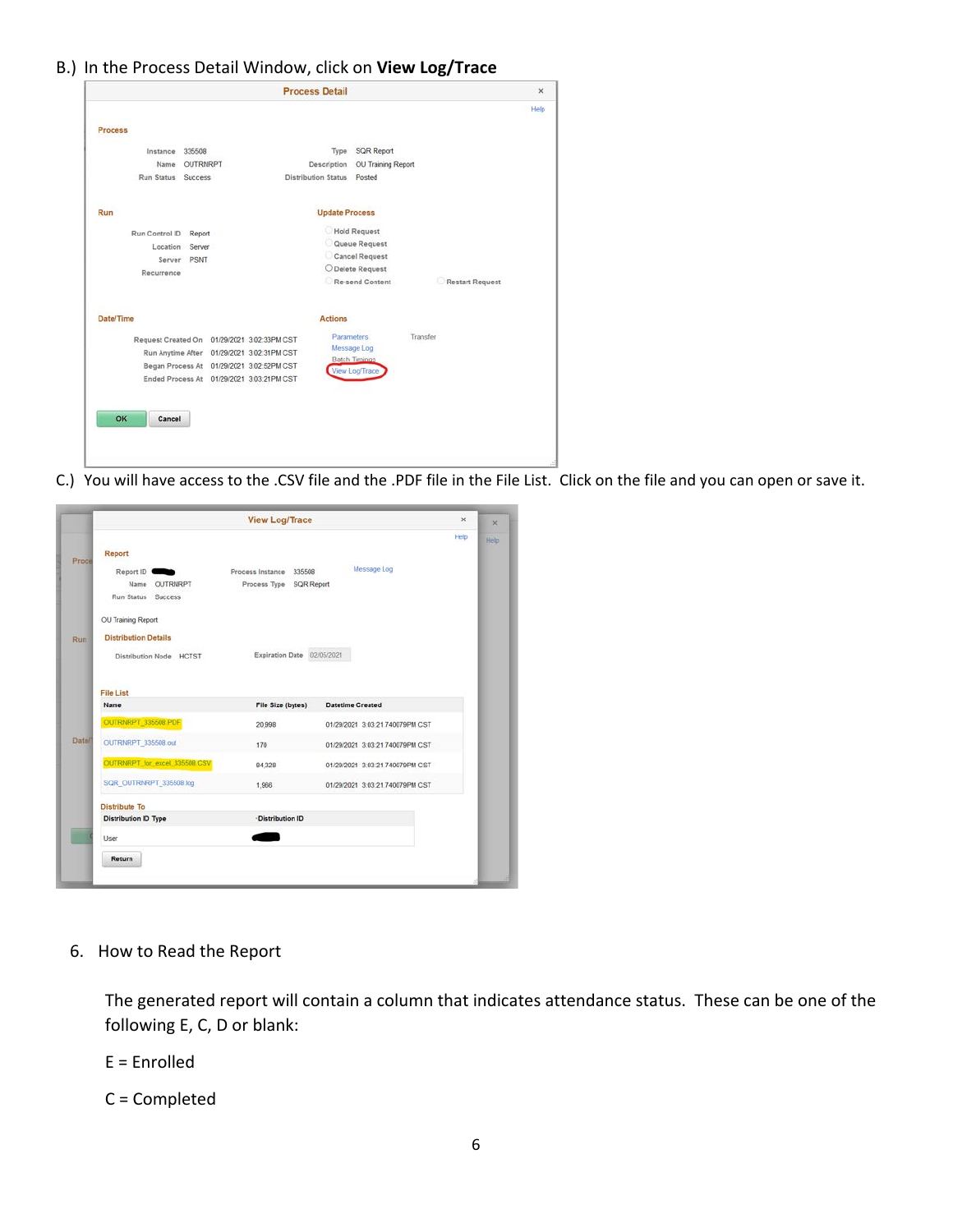B.) In the Process Detail Window, click on **View Log/Trace**

C.) You will have access to the .CSV file and the .PDF file in the File List. Click on the file and you can open or save it.

6. How to Read the Report

   The generated report will contain a column that indicates attendance status. These can be one of the following E, C, D or blank:

   E = Enrolled

   C = Completed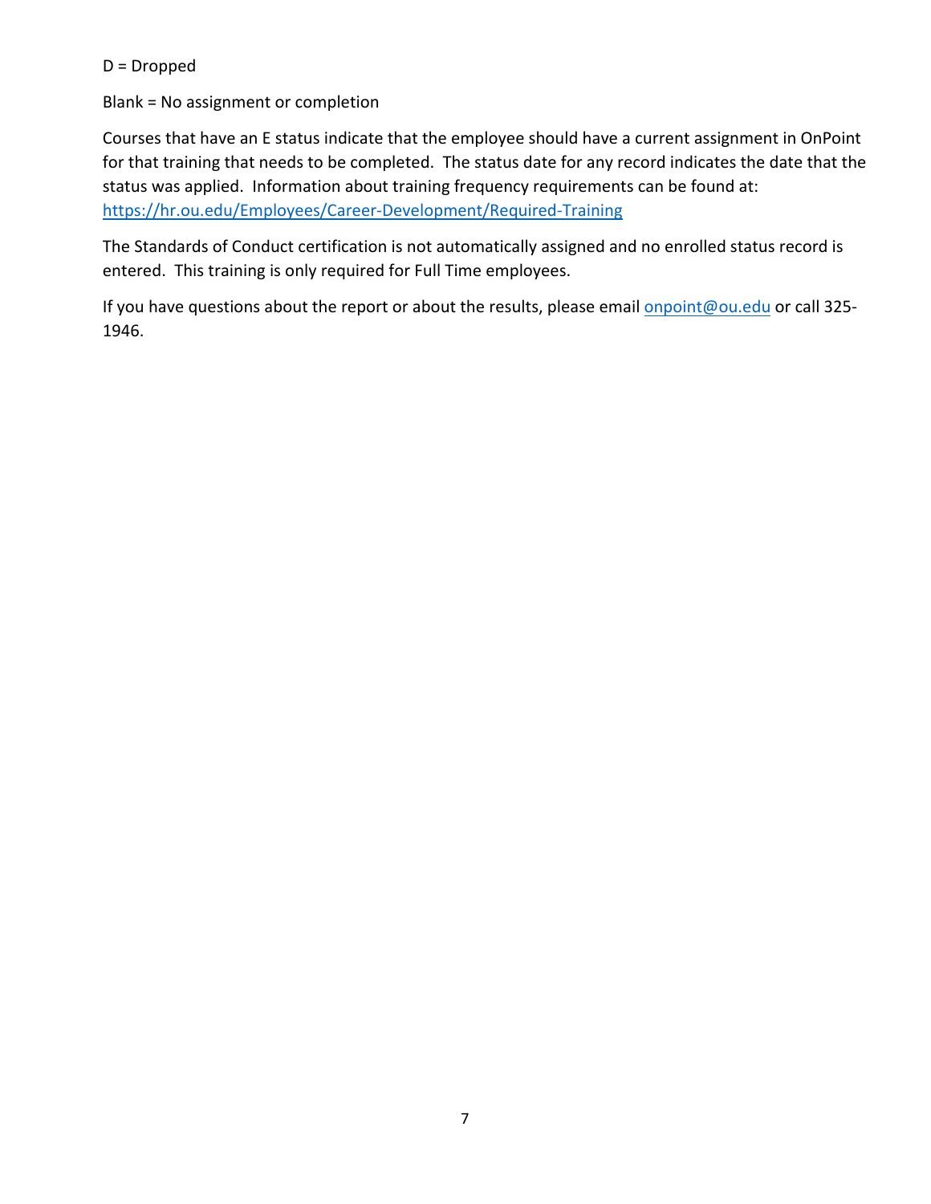D = Dropped

Blank = No assignment or completion

Courses that have an E status indicate that the employee should have a current assignment in OnPoint for that training that needs to be completed. The status date for any record indicates the date that the status was applied. Information about training frequency requirements can be found at: https://hr.ou.edu/Employees/Career-Development/Required-Training

The Standards of Conduct certification is not automatically assigned and no enrolled status record is entered. This training is only required for Full Time employees.

If you have questions about the report or about the results, please email onpoint@ou.edu or call 325-1946.